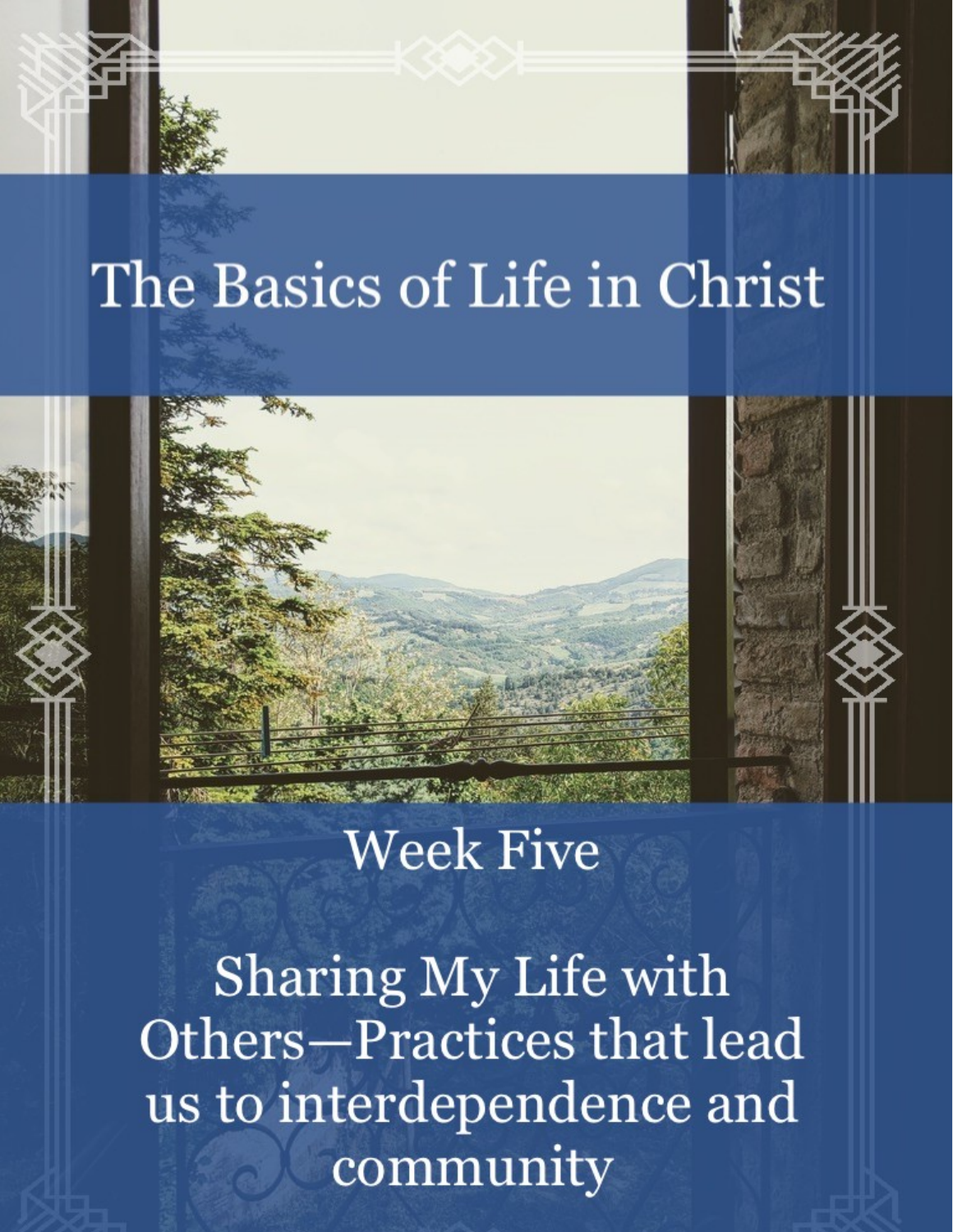# The Basics of Life in Christ

## Week Five

## Sharing My Life with Others—Practices that lead us to interdependence and community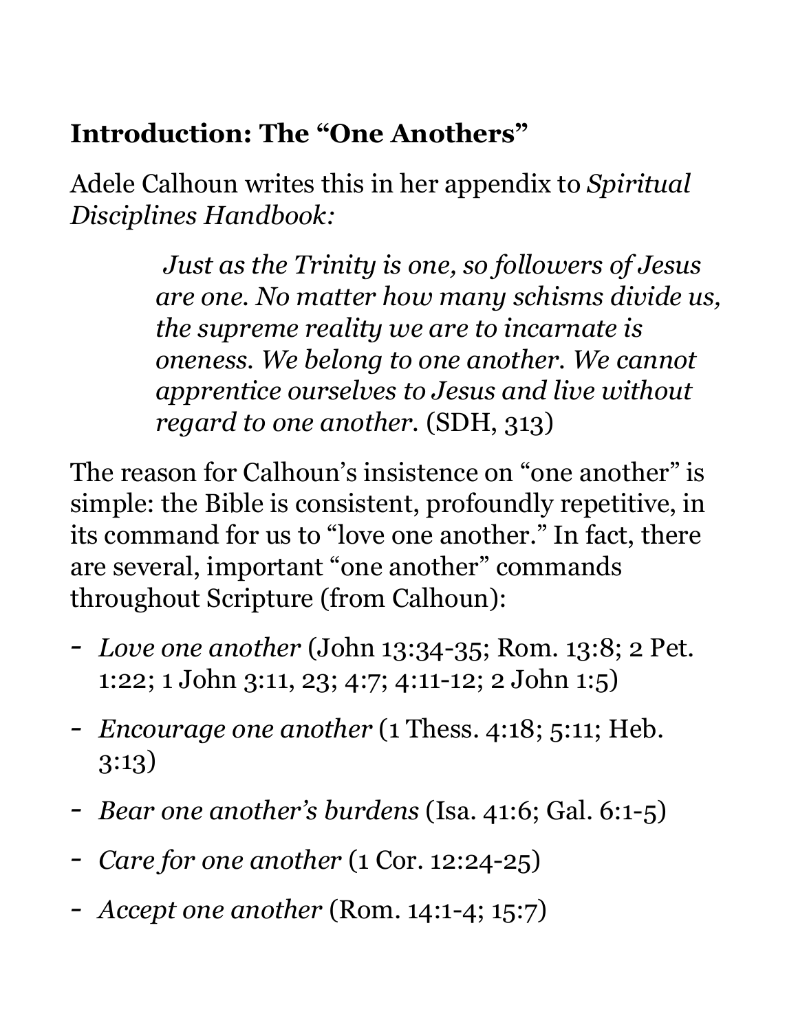**Introduction: The "One Anothers"**

Adele Calhoun writes this in her appendix to *Spiritual Disciplines Handbook:*

> *Just as the Trinity is one, so followers of Jesus are one. No matter how many schisms divide us, the supreme reality we are to incarnate is oneness. We belong to one another. We cannot apprentice ourselves to Jesus and live without regard to one another.* (SDH, 313)

The reason for Calhoun's insistence on "one another" is simple: the Bible is consistent, profoundly repetitive, in its command for us to "love one another." In fact, there are several, important "one another" commands throughout Scripture (from Calhoun):

- *Love one another* (John 13:34-35; Rom. 13:8; 2 Pet. 1:22; 1 John 3:11, 23; 4:7; 4:11-12; 2 John 1:5)
- *Encourage one another* (1 Thess. 4:18; 5:11; Heb. 3:13)
- *Bear one another's burdens* (Isa. 41:6; Gal. 6:1-5)
- *Care for one another* (1 Cor. 12:24-25)
- *Accept one another* (Rom. 14:1-4; 15:7)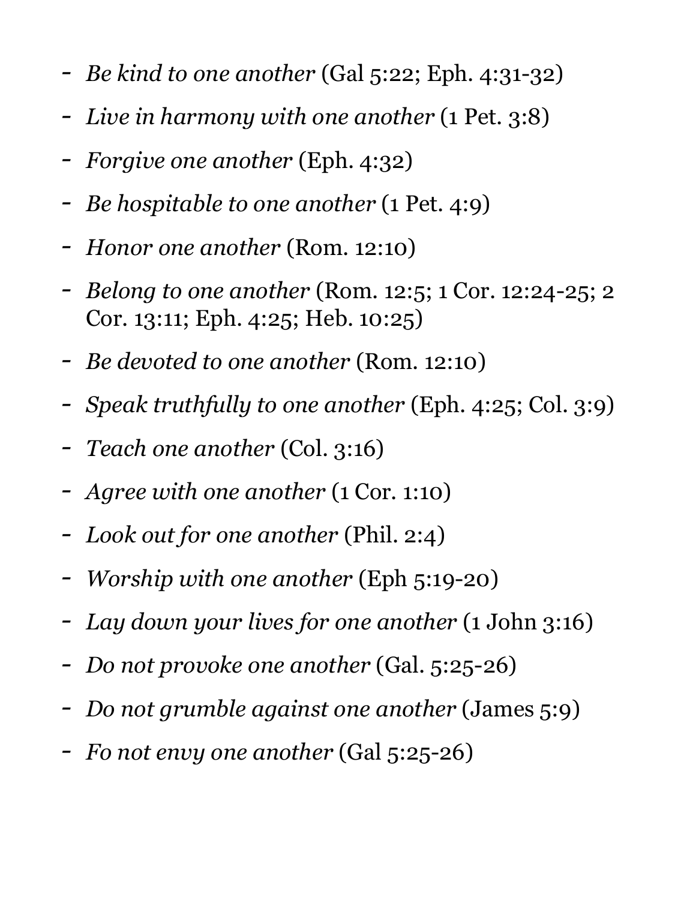- *Be kind to one another* (Gal 5:22; Eph. 4:31-32)
- *Live in harmony with one another* (1 Pet. 3:8)
- *Forgive one another* (Eph. 4:32)
- *Be hospitable to one another* (1 Pet. 4:9)
- *Honor one another* (Rom. 12:10)
- *Belong to one another* (Rom. 12:5; 1 Cor. 12:24-25; 2 Cor. 13:11; Eph. 4:25; Heb. 10:25)
- *Be devoted to one another* (Rom. 12:10)
- *Speak truthfully to one another* (Eph. 4:25; Col. 3:9)
- *Teach one another* (Col. 3:16)
- *Agree with one another* (1 Cor. 1:10)
- *Look out for one another* (Phil. 2:4)
- *Worship with one another* (Eph 5:19-20)
- *Lay down your lives for one another* (1 John 3:16)
- *Do not provoke one another* (Gal. 5:25-26)
- *Do not grumble against one another* (James 5:9)
- *Fo not envy one another* (Gal 5:25-26)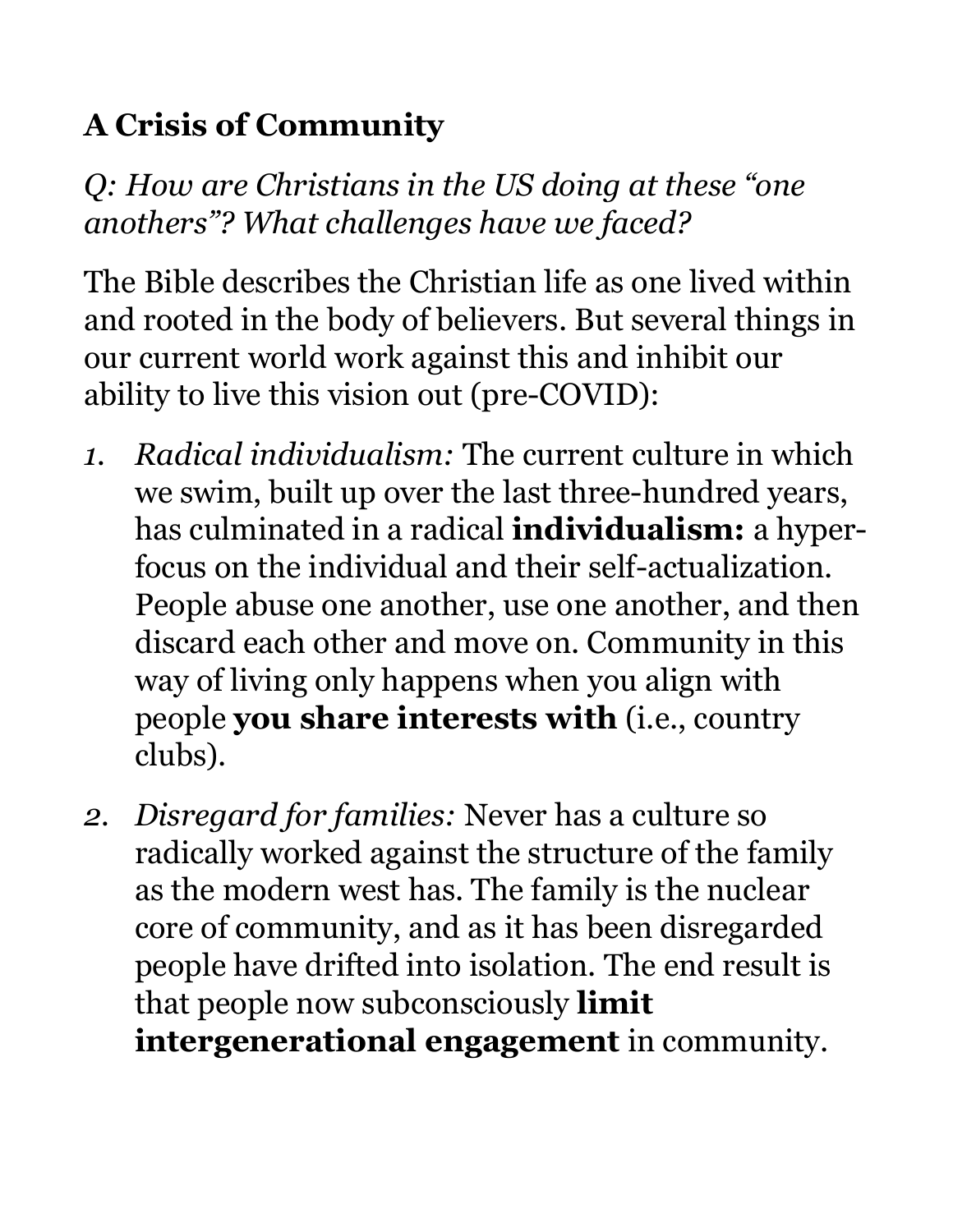**A Crisis of Community**

*Q: How are Christians in the US doing at these "one anothers"? What challenges have we faced?*

The Bible describes the Christian life as one lived within and rooted in the body of believers. But several things in our current world work against this and inhibit our ability to live this vision out (pre-COVID):

1. *Radical individualism:* The current culture in which we swim, built up over the last three-hundred years, has culminated in a radical **individualism:** a hyper-focus on the individual and their self-actualization. People abuse one another, use one another, and then discard each other and move on. Community in this way of living only happens when you align with people **you share interests with** (i.e., country clubs).
2. *Disregard for families:* Never has a culture so radically worked against the structure of the family as the modern west has. The family is the nuclear core of community, and as it has been disregarded people have drifted into isolation. The end result is that people now subconsciously **limit intergenerational engagement** in community.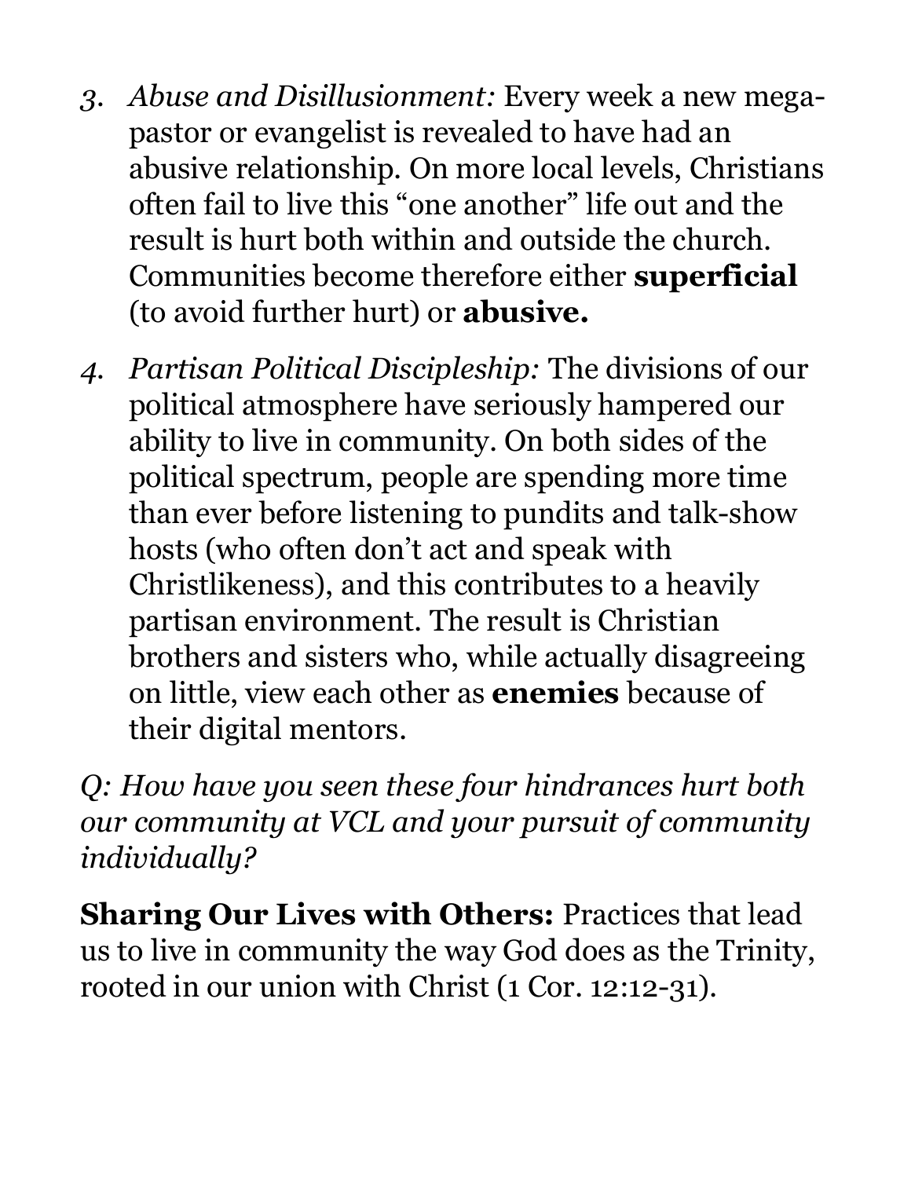3. *Abuse and Disillusionment:* Every week a new mega-pastor or evangelist is revealed to have had an abusive relationship. On more local levels, Christians often fail to live this "one another" life out and the result is hurt both within and outside the church. Communities become therefore either **superficial** (to avoid further hurt) or **abusive.**

4. *Partisan Political Discipleship:* The divisions of our political atmosphere have seriously hampered our ability to live in community. On both sides of the political spectrum, people are spending more time than ever before listening to pundits and talk-show hosts (who often don't act and speak with Christlikeness), and this contributes to a heavily partisan environment. The result is Christian brothers and sisters who, while actually disagreeing on little, view each other as **enemies** because of their digital mentors.

*Q: How have you seen these four hindrances hurt both our community at VCL and your pursuit of community individually?*

**Sharing Our Lives with Others:** Practices that lead us to live in community the way God does as the Trinity, rooted in our union with Christ (1 Cor. 12:12-31).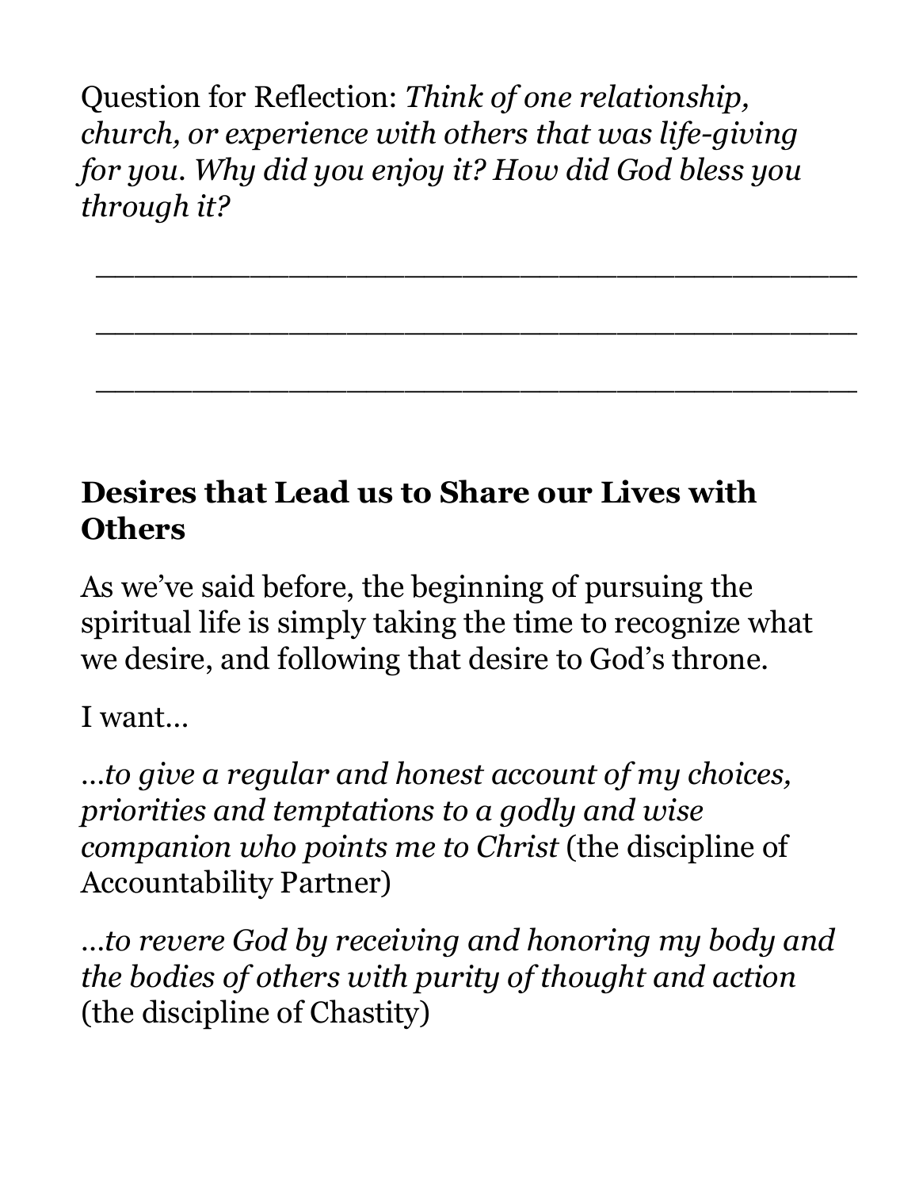Question for Reflection: *Think of one relationship, church, or experience with others that was life-giving for you. Why did you enjoy it? How did God bless you through it?*

______________________________________

______________________________________

______________________________________

## Desires that Lead us to Share our Lives with Others

As we've said before, the beginning of pursuing the spiritual life is simply taking the time to recognize what we desire, and following that desire to God's throne.

I want…

*…to give a regular and honest account of my choices, priorities and temptations to a godly and wise companion who points me to Christ* (the discipline of Accountability Partner)

*…to revere God by receiving and honoring my body and the bodies of others with purity of thought and action* (the discipline of Chastity)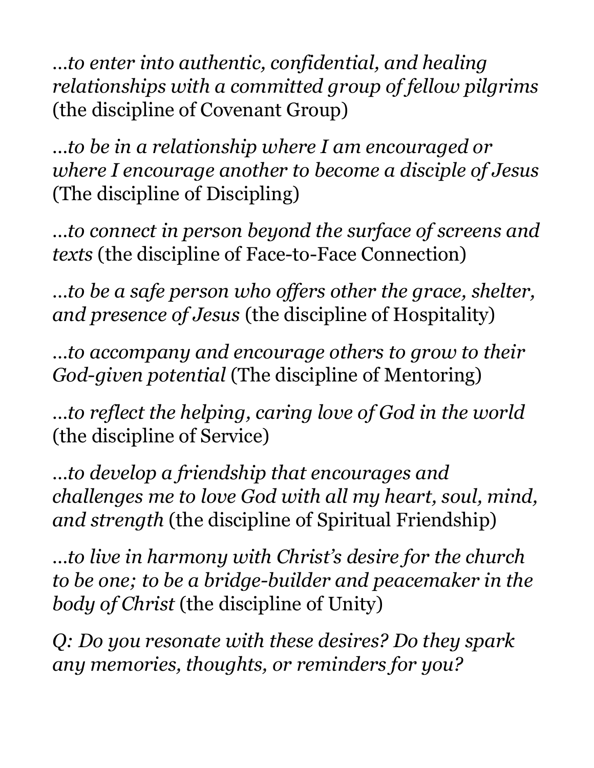*...to enter into authentic, confidential, and healing relationships with a committed group of fellow pilgrims* (the discipline of Covenant Group)

*...to be in a relationship where I am encouraged or where I encourage another to become a disciple of Jesus* (The discipline of Discipling)

*...to connect in person beyond the surface of screens and texts* (the discipline of Face-to-Face Connection)

*...to be a safe person who offers other the grace, shelter, and presence of Jesus* (the discipline of Hospitality)

*...to accompany and encourage others to grow to their God-given potential* (The discipline of Mentoring)

*...to reflect the helping, caring love of God in the world* (the discipline of Service)

*...to develop a friendship that encourages and challenges me to love God with all my heart, soul, mind, and strength* (the discipline of Spiritual Friendship)

*...to live in harmony with Christ's desire for the church to be one; to be a bridge-builder and peacemaker in the body of Christ* (the discipline of Unity)

*Q: Do you resonate with these desires? Do they spark any memories, thoughts, or reminders for you?*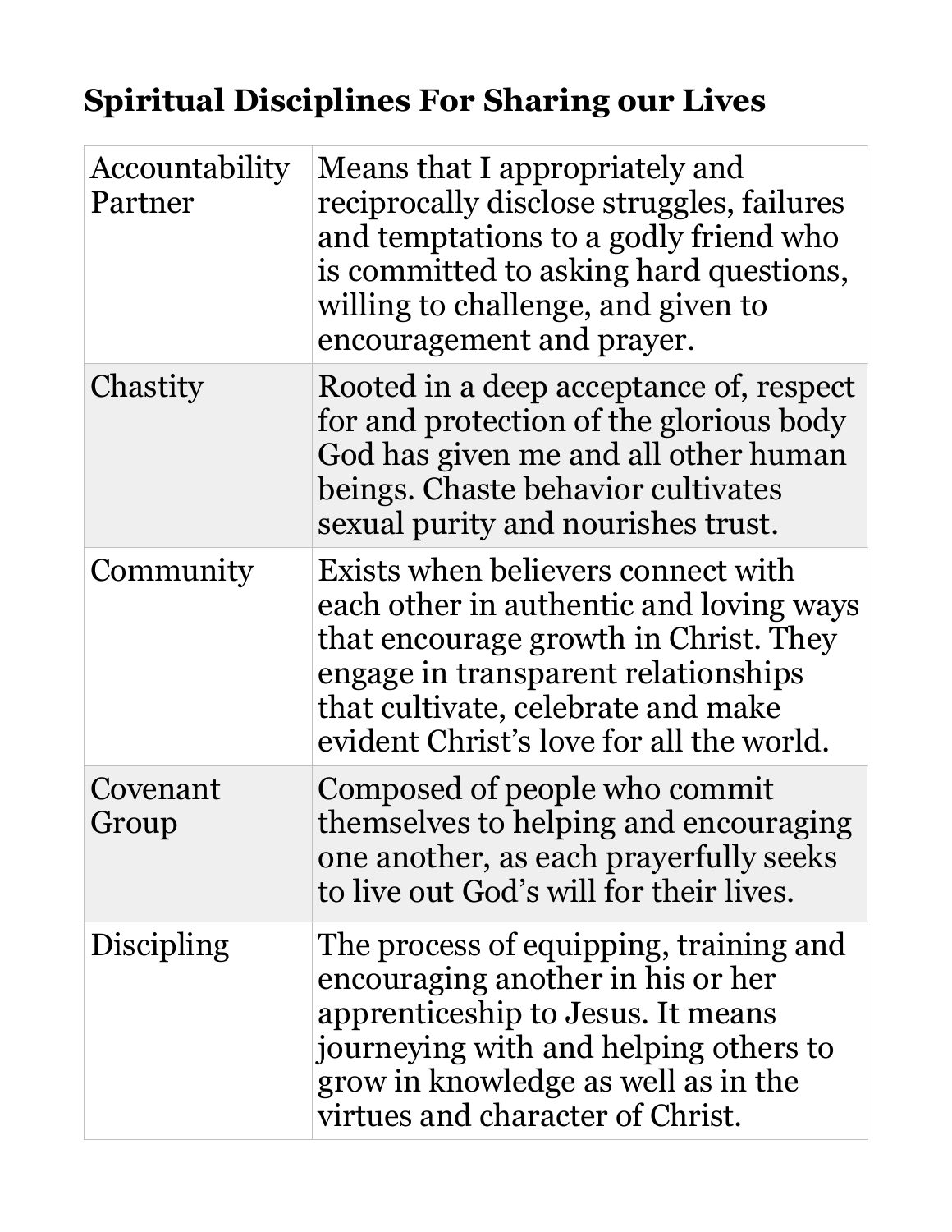## Spiritual Disciplines For Sharing our Lives

| | |
|---|---|
| Accountability Partner | Means that I appropriately and reciprocally disclose struggles, failures and temptations to a godly friend who is committed to asking hard questions, willing to challenge, and given to encouragement and prayer. |
| Chastity | Rooted in a deep acceptance of, respect for and protection of the glorious body God has given me and all other human beings. Chaste behavior cultivates sexual purity and nourishes trust. |
| Community | Exists when believers connect with each other in authentic and loving ways that encourage growth in Christ. They engage in transparent relationships that cultivate, celebrate and make evident Christ's love for all the world. |
| Covenant Group | Composed of people who commit themselves to helping and encouraging one another, as each prayerfully seeks to live out God's will for their lives. |
| Discipling | The process of equipping, training and encouraging another in his or her apprenticeship to Jesus. It means journeying with and helping others to grow in knowledge as well as in the virtues and character of Christ. |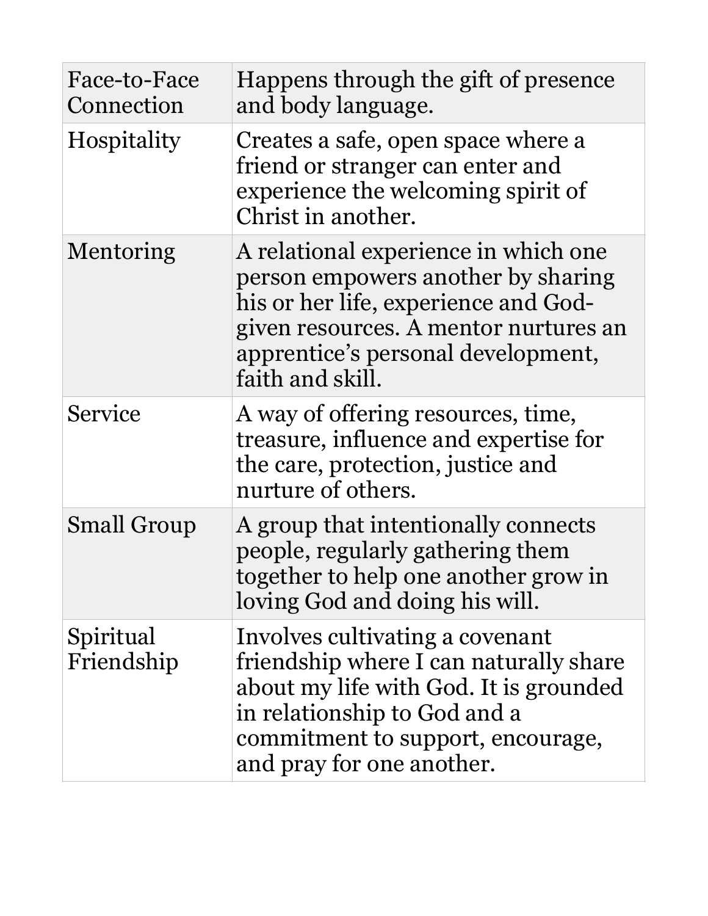| Face-to-Face Connection | Happens through the gift of presence and body language. |
| --- | --- |
| Hospitality | Creates a safe, open space where a friend or stranger can enter and experience the welcoming spirit of Christ in another. |
| Mentoring | A relational experience in which one person empowers another by sharing his or her life, experience and God-given resources. A mentor nurtures an apprentice's personal development, faith and skill. |
| Service | A way of offering resources, time, treasure, influence and expertise for the care, protection, justice and nurture of others. |
| Small Group | A group that intentionally connects people, regularly gathering them together to help one another grow in loving God and doing his will. |
| Spiritual Friendship | Involves cultivating a covenant friendship where I can naturally share about my life with God. It is grounded in relationship to God and a commitment to support, encourage, and pray for one another. |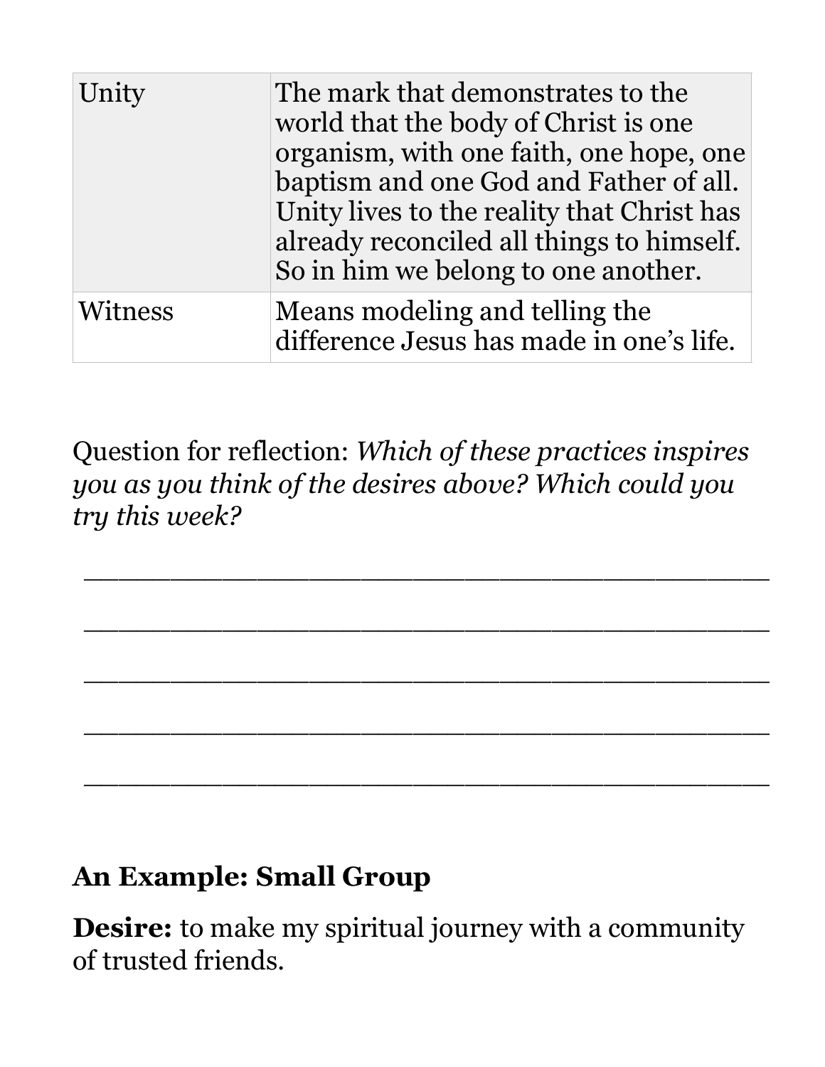| Unity | The mark that demonstrates to the world that the body of Christ is one organism, with one faith, one hope, one baptism and one God and Father of all. Unity lives to the reality that Christ has already reconciled all things to himself. So in him we belong to one another. |
|---|---|
| Witness | Means modeling and telling the difference Jesus has made in one's life. |

Question for reflection: *Which of these practices inspires you as you think of the desires above? Which could you try this week?*

\_\_\_\_\_\_\_\_\_\_\_\_\_\_\_\_\_\_\_\_\_\_\_\_\_\_\_\_\_\_\_\_\_\_\_\_\_\_\_\_

\_\_\_\_\_\_\_\_\_\_\_\_\_\_\_\_\_\_\_\_\_\_\_\_\_\_\_\_\_\_\_\_\_\_\_\_\_\_\_\_

\_\_\_\_\_\_\_\_\_\_\_\_\_\_\_\_\_\_\_\_\_\_\_\_\_\_\_\_\_\_\_\_\_\_\_\_\_\_\_\_

\_\_\_\_\_\_\_\_\_\_\_\_\_\_\_\_\_\_\_\_\_\_\_\_\_\_\_\_\_\_\_\_\_\_\_\_\_\_\_\_

\_\_\_\_\_\_\_\_\_\_\_\_\_\_\_\_\_\_\_\_\_\_\_\_\_\_\_\_\_\_\_\_\_\_\_\_\_\_\_\_

### An Example: Small Group

**Desire:** to make my spiritual journey with a community of trusted friends.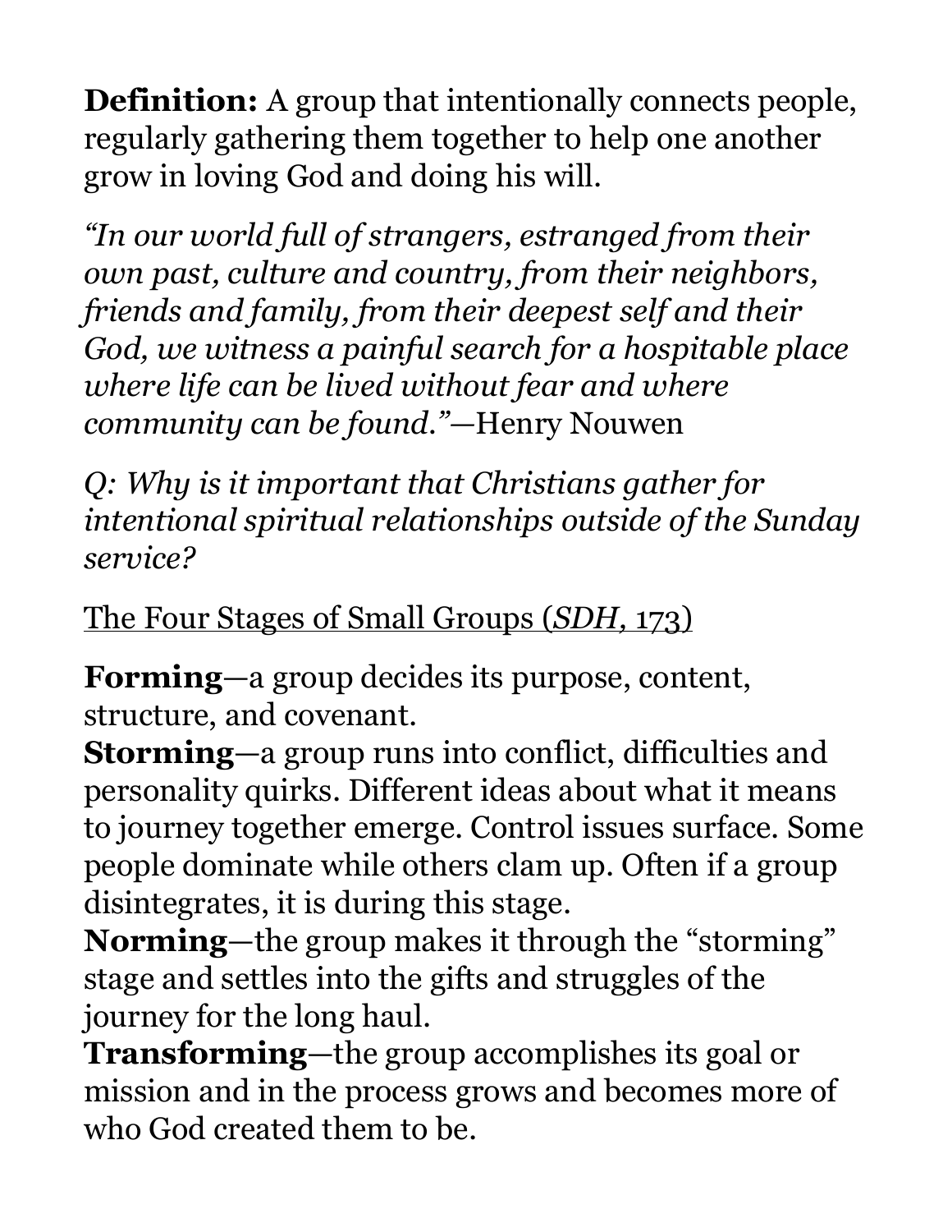**Definition:** A group that intentionally connects people, regularly gathering them together to help one another grow in loving God and doing his will.

*"In our world full of strangers, estranged from their own past, culture and country, from their neighbors, friends and family, from their deepest self and their God, we witness a painful search for a hospitable place where life can be lived without fear and where community can be found."*—Henry Nouwen

*Q: Why is it important that Christians gather for intentional spiritual relationships outside of the Sunday service?*

<u>The Four Stages of Small Groups (*SDH*, 173)</u>

**Forming**—a group decides its purpose, content, structure, and covenant.
**Storming**—a group runs into conflict, difficulties and personality quirks. Different ideas about what it means to journey together emerge. Control issues surface. Some people dominate while others clam up. Often if a group disintegrates, it is during this stage.
**Norming**—the group makes it through the "storming" stage and settles into the gifts and struggles of the journey for the long haul.
**Transforming**—the group accomplishes its goal or mission and in the process grows and becomes more of who God created them to be.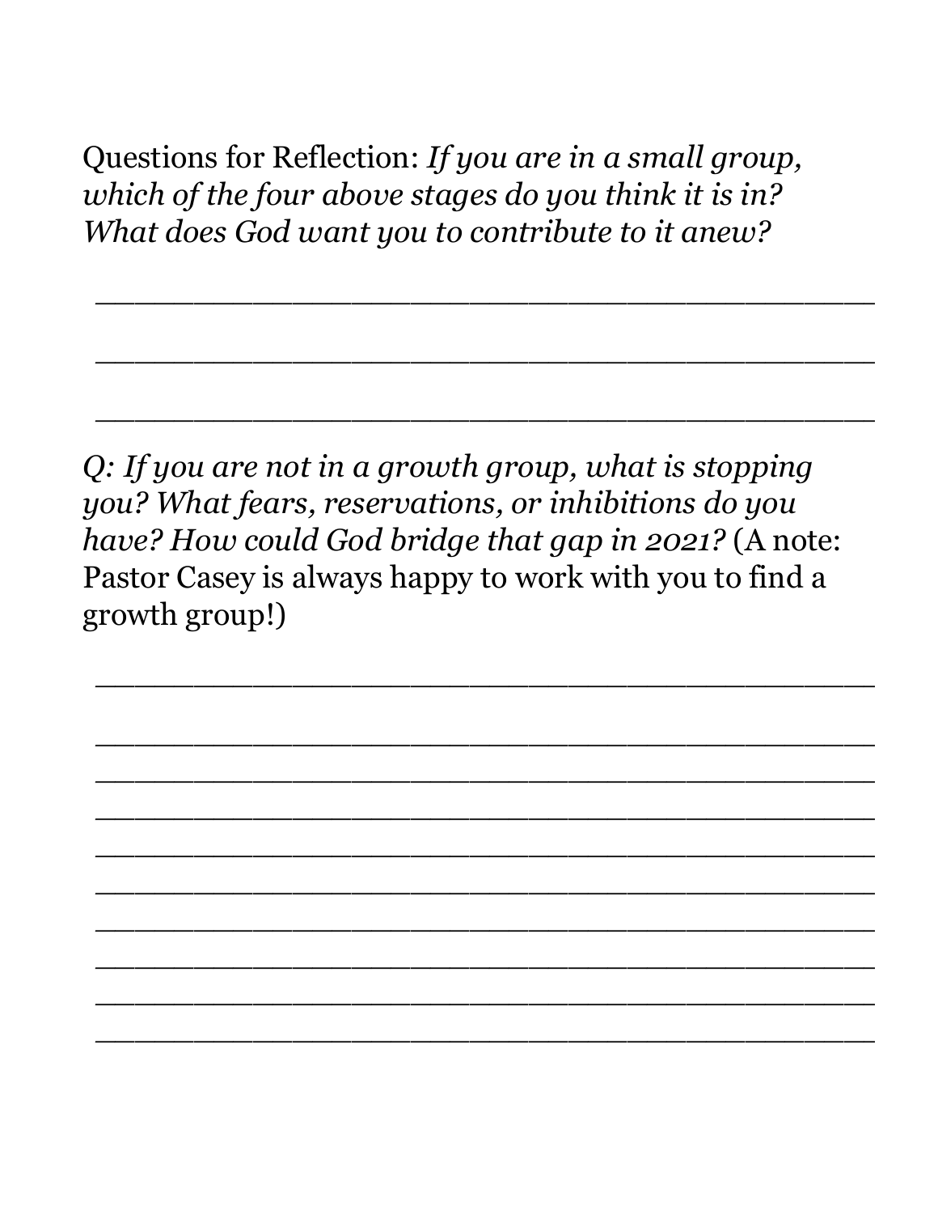Questions for Reflection: *If you are in a small group, which of the four above stages do you think it is in? What does God want you to contribute to it anew?*

\_\_\_\_\_\_\_\_\_\_\_\_\_\_\_\_\_\_\_\_\_\_\_\_\_\_\_\_\_\_\_\_\_\_\_\_\_\_\_\_\_\_\_\_

\_\_\_\_\_\_\_\_\_\_\_\_\_\_\_\_\_\_\_\_\_\_\_\_\_\_\_\_\_\_\_\_\_\_\_\_\_\_\_\_\_\_\_\_

\_\_\_\_\_\_\_\_\_\_\_\_\_\_\_\_\_\_\_\_\_\_\_\_\_\_\_\_\_\_\_\_\_\_\_\_\_\_\_\_\_\_\_\_

*Q: If you are not in a growth group, what is stopping you? What fears, reservations, or inhibitions do you have? How could God bridge that gap in 2021?* (A note: Pastor Casey is always happy to work with you to find a growth group!)

\_\_\_\_\_\_\_\_\_\_\_\_\_\_\_\_\_\_\_\_\_\_\_\_\_\_\_\_\_\_\_\_\_\_\_\_\_\_\_\_\_\_\_\_

\_\_\_\_\_\_\_\_\_\_\_\_\_\_\_\_\_\_\_\_\_\_\_\_\_\_\_\_\_\_\_\_\_\_\_\_\_\_\_\_\_\_\_\_

\_\_\_\_\_\_\_\_\_\_\_\_\_\_\_\_\_\_\_\_\_\_\_\_\_\_\_\_\_\_\_\_\_\_\_\_\_\_\_\_\_\_\_\_

\_\_\_\_\_\_\_\_\_\_\_\_\_\_\_\_\_\_\_\_\_\_\_\_\_\_\_\_\_\_\_\_\_\_\_\_\_\_\_\_\_\_\_\_

\_\_\_\_\_\_\_\_\_\_\_\_\_\_\_\_\_\_\_\_\_\_\_\_\_\_\_\_\_\_\_\_\_\_\_\_\_\_\_\_\_\_\_\_

\_\_\_\_\_\_\_\_\_\_\_\_\_\_\_\_\_\_\_\_\_\_\_\_\_\_\_\_\_\_\_\_\_\_\_\_\_\_\_\_\_\_\_\_

\_\_\_\_\_\_\_\_\_\_\_\_\_\_\_\_\_\_\_\_\_\_\_\_\_\_\_\_\_\_\_\_\_\_\_\_\_\_\_\_\_\_\_\_

\_\_\_\_\_\_\_\_\_\_\_\_\_\_\_\_\_\_\_\_\_\_\_\_\_\_\_\_\_\_\_\_\_\_\_\_\_\_\_\_\_\_\_\_

\_\_\_\_\_\_\_\_\_\_\_\_\_\_\_\_\_\_\_\_\_\_\_\_\_\_\_\_\_\_\_\_\_\_\_\_\_\_\_\_\_\_\_\_

\_\_\_\_\_\_\_\_\_\_\_\_\_\_\_\_\_\_\_\_\_\_\_\_\_\_\_\_\_\_\_\_\_\_\_\_\_\_\_\_\_\_\_\_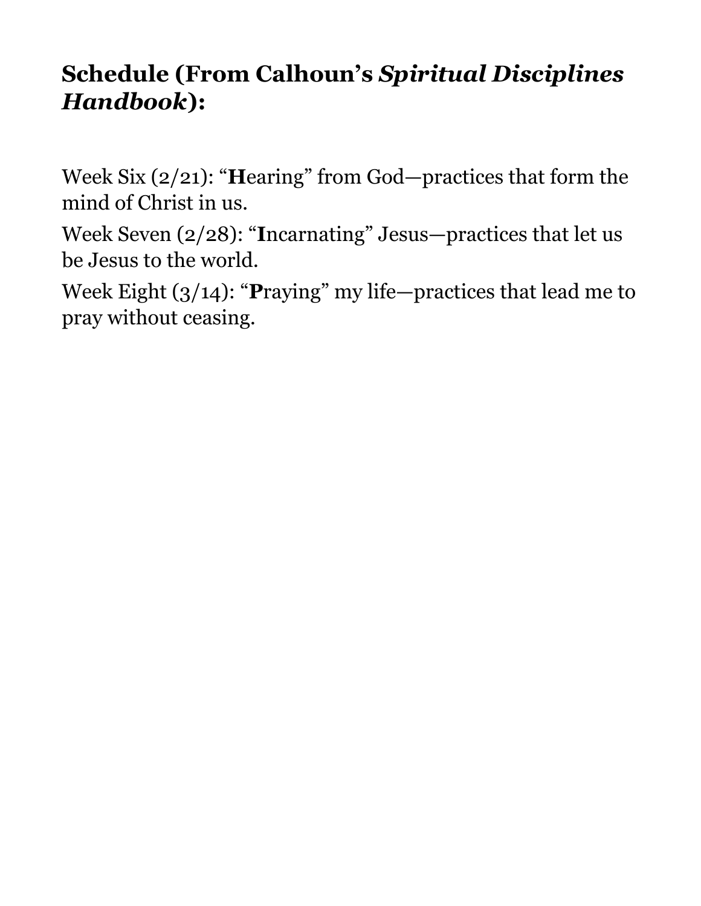## **Schedule (From Calhoun's *Spiritual Disciplines Handbook*):**

Week Six (2/21): "**H**earing" from God—practices that form the mind of Christ in us.

Week Seven (2/28): "**I**ncarnating" Jesus—practices that let us be Jesus to the world.

Week Eight (3/14): "**P**raying" my life—practices that lead me to pray without ceasing.